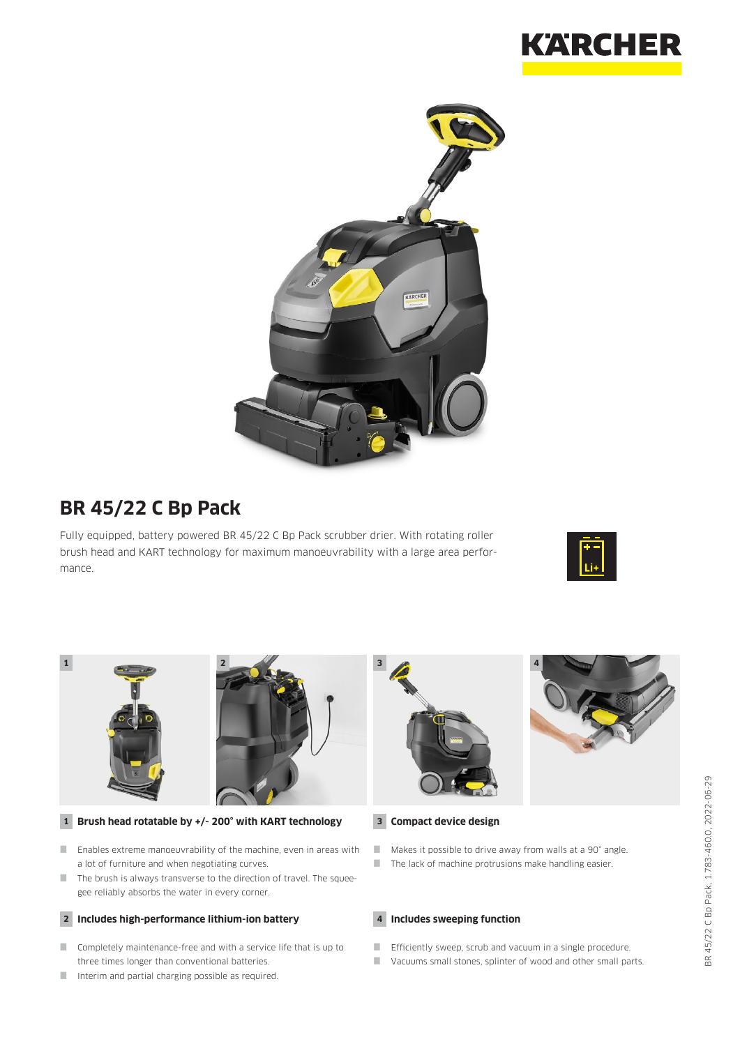# BR 45/22 C Bp Pack

Fully equipped, battery powered BR 45/22 C Bp Pack scrubber drier. With rotating roller brush head and KART technology for maximum manoeuvrability with a large area performance.

### 1 Brush head rotatable by +/- 200° with KART technology

- Enables extreme manoeuvrability of the machine, even in areas with a lot of furniture and when negotiating curves.
- The brush is always transverse to the direction of travel. The squeegee reliably absorbs the water in every corner.

### 2 Includes high-performance lithium-ion battery

- Completely maintenance-free and with a service life that is up to three times longer than conventional batteries.
- Interim and partial charging possible as required.

### 3 Compact device design

- Makes it possible to drive away from walls at a 90° angle.
- The lack of machine protrusions make handling easier.

### 4 Includes sweeping function

- Efficiently sweep, scrub and vacuum in a single procedure.
- Vacuums small stones, splinter of wood and other small parts.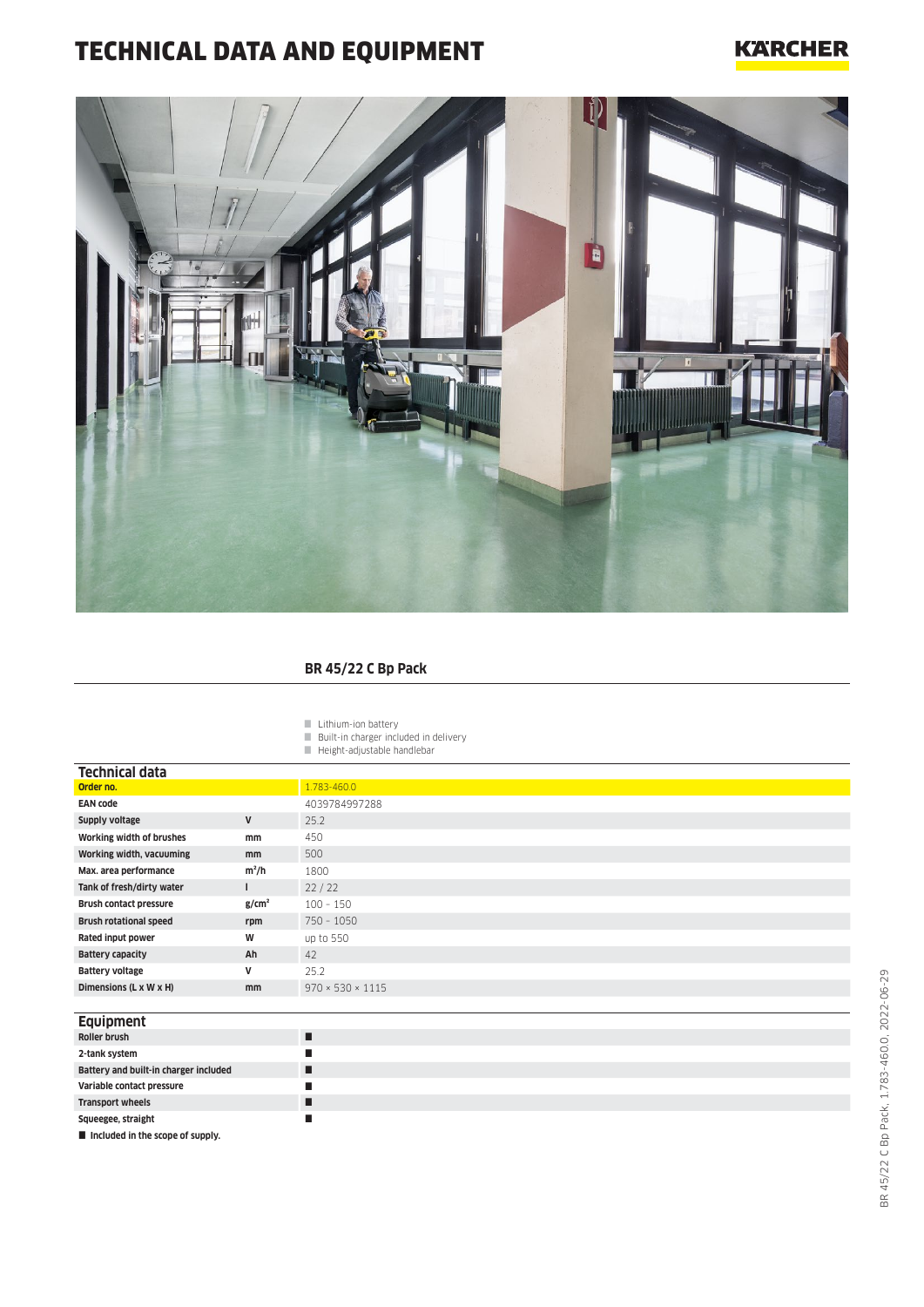# TECHNICAL DATA AND EQUIPMENT

## BR 45/22 C Bp Pack

- Lithium-ion battery
- Built-in charger included in delivery
- Height-adjustable handlebar

### Technical data

| | | |
|---|---|---|
| **Order no.** | | 1.783-460.0 |
| **EAN code** | | 4039784997288 |
| **Supply voltage** | V | 25.2 |
| **Working width of brushes** | mm | 450 |
| **Working width, vacuuming** | mm | 500 |
| **Max. area performance** | $m^2/h$ | 1800 |
| **Tank of fresh/dirty water** | l | 22 / 22 |
| **Brush contact pressure** | $g/cm^2$ | 100 - 150 |
| **Brush rotational speed** | rpm | 750 - 1050 |
| **Rated input power** | W | up to 550 |
| **Battery capacity** | Ah | 42 |
| **Battery voltage** | V | 25.2 |
| **Dimensions (L x W x H)** | mm | 970 × 530 × 1115 |

### Equipment

| | |
|---|---|
| **Roller brush** | ■ |
| **2-tank system** | ■ |
| **Battery and built-in charger included** | ■ |
| **Variable contact pressure** | ■ |
| **Transport wheels** | ■ |
| **Squeegee, straight** | ■ |

■ Included in the scope of supply.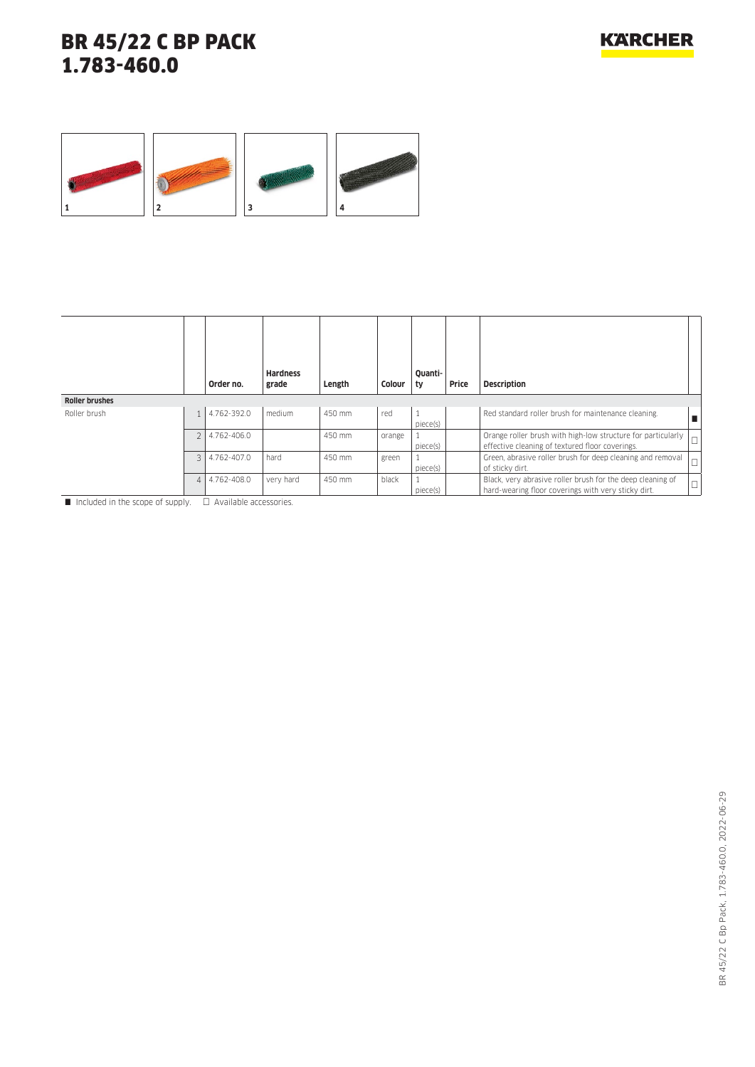# BR 45/22 C BP PACK
# 1.783-460.0

1 2 3 4

| | | Order no. | Hardness grade | Length | Colour | Quantity | Price | Description | |
|---|---|---|---|---|---|---|---|---|---|
| **Roller brushes** | | | | | | | | | |
| Roller brush | 1 | 4.762-392.0 | medium | 450 mm | red | 1 piece(s) | | Red standard roller brush for maintenance cleaning. | ■ |
| | 2 | 4.762-406.0 | | 450 mm | orange | 1 piece(s) | | Orange roller brush with high-low structure for particularly effective cleaning of textured floor coverings. | □ |
| | 3 | 4.762-407.0 | hard | 450 mm | green | 1 piece(s) | | Green, abrasive roller brush for deep cleaning and removal of sticky dirt. | □ |
| | 4 | 4.762-408.0 | very hard | 450 mm | black | 1 piece(s) | | Black, very abrasive roller brush for the deep cleaning of hard-wearing floor coverings with very sticky dirt. | □ |

■ Included in the scope of supply. □ Available accessories.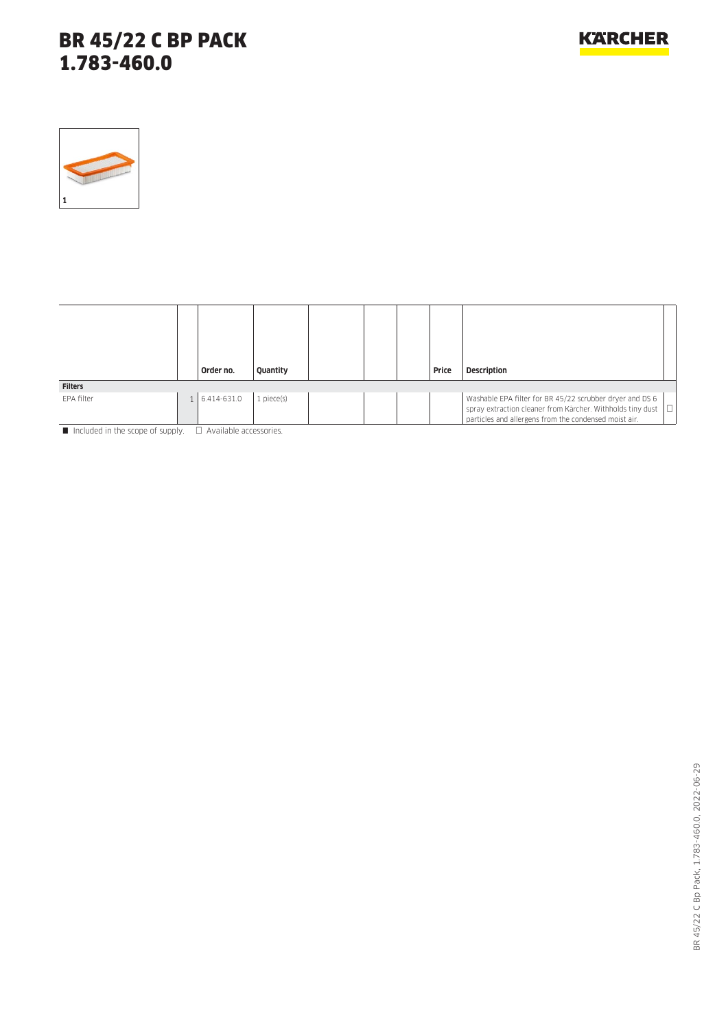# BR 45/22 C BP PACK
# 1.783-460.0

1

| | | Order no. | Quantity | | | | Price | Description | |
|---|---|---|---|---|---|---|---|---|---|
| **Filters** | | | | | | | | | |
| EPA filter | 1 | 6.414-631.0 | 1 piece(s) | | | | | Washable EPA filter for BR 45/22 scrubber dryer and DS 6 spray extraction cleaner from Kärcher. Withholds tiny dust particles and allergens from the condensed moist air. | □ |

■ Included in the scope of supply. □ Available accessories.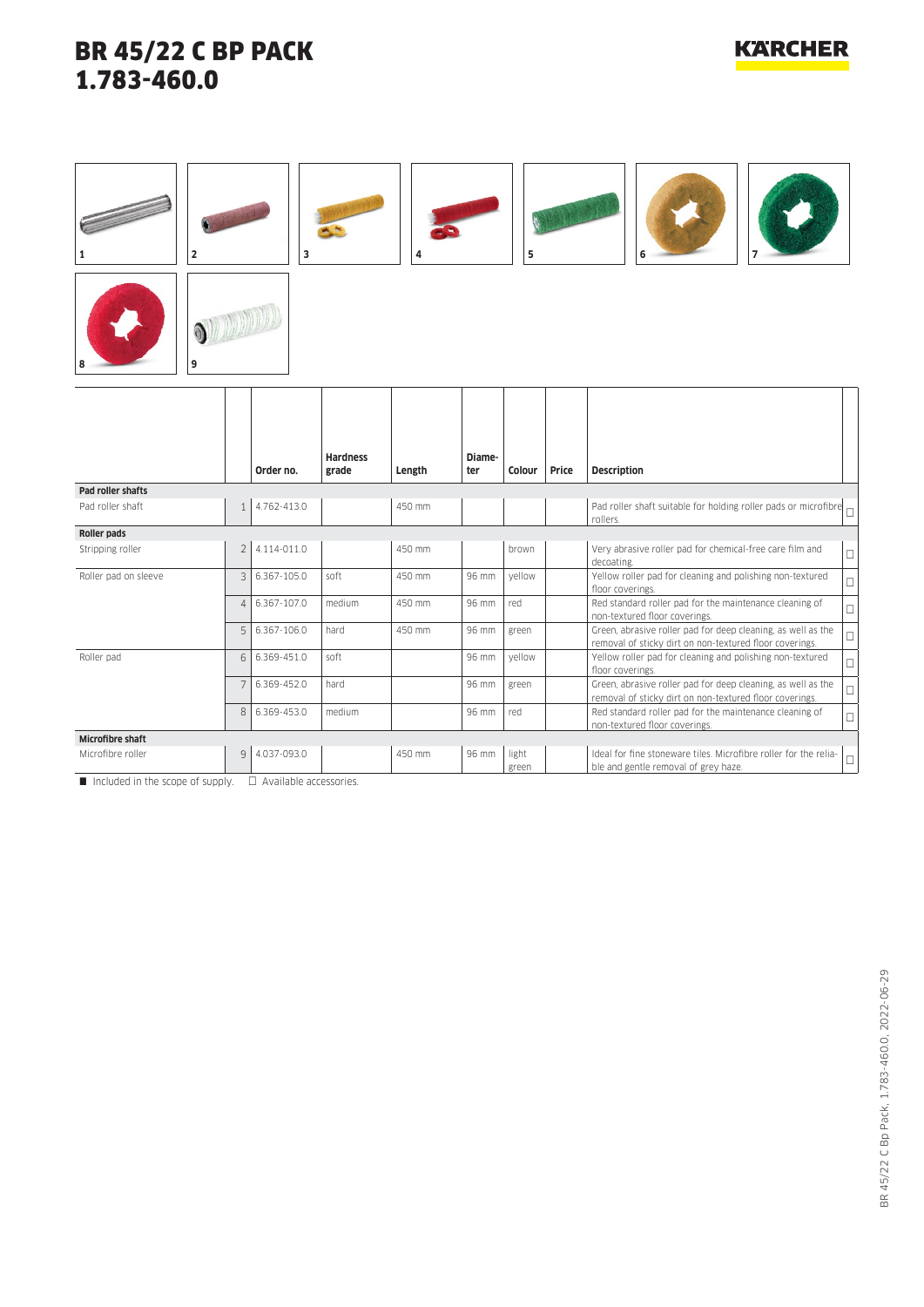# BR 45/22 C BP PACK
# 1.783-460.0

1 2 3 4 5 6 7 8 9

| | | Order no. | Hardness grade | Length | Diameter | Colour | Price | Description | |
|---|---|---|---|---|---|---|---|---|---|
| **Pad roller shafts** | | | | | | | | | |
| Pad roller shaft | 1 | 4.762-413.0 | | 450 mm | | | | Pad roller shaft suitable for holding roller pads or microfibre rollers. | □ |
| **Roller pads** | | | | | | | | | |
| Stripping roller | 2 | 4.114-011.0 | | 450 mm | | brown | | Very abrasive roller pad for chemical-free care film and decoating. | □ |
| Roller pad on sleeve | 3 | 6.367-105.0 | soft | 450 mm | 96 mm | yellow | | Yellow roller pad for cleaning and polishing non-textured floor coverings. | □ |
| | 4 | 6.367-107.0 | medium | 450 mm | 96 mm | red | | Red standard roller pad for the maintenance cleaning of non-textured floor coverings. | □ |
| | 5 | 6.367-106.0 | hard | 450 mm | 96 mm | green | | Green, abrasive roller pad for deep cleaning, as well as the removal of sticky dirt on non-textured floor coverings. | □ |
| Roller pad | 6 | 6.369-451.0 | soft | | 96 mm | yellow | | Yellow roller pad for cleaning and polishing non-textured floor coverings. | □ |
| | 7 | 6.369-452.0 | hard | | 96 mm | green | | Green, abrasive roller pad for deep cleaning, as well as the removal of sticky dirt on non-textured floor coverings. | □ |
| | 8 | 6.369-453.0 | medium | | 96 mm | red | | Red standard roller pad for the maintenance cleaning of non-textured floor coverings. | □ |
| **Microfibre shaft** | | | | | | | | | |
| Microfibre roller | 9 | 4.037-093.0 | | 450 mm | 96 mm | light green | | Ideal for fine stoneware tiles. Microfibre roller for the reliable and gentle removal of grey haze. | □ |

■ Included in the scope of supply. □ Available accessories.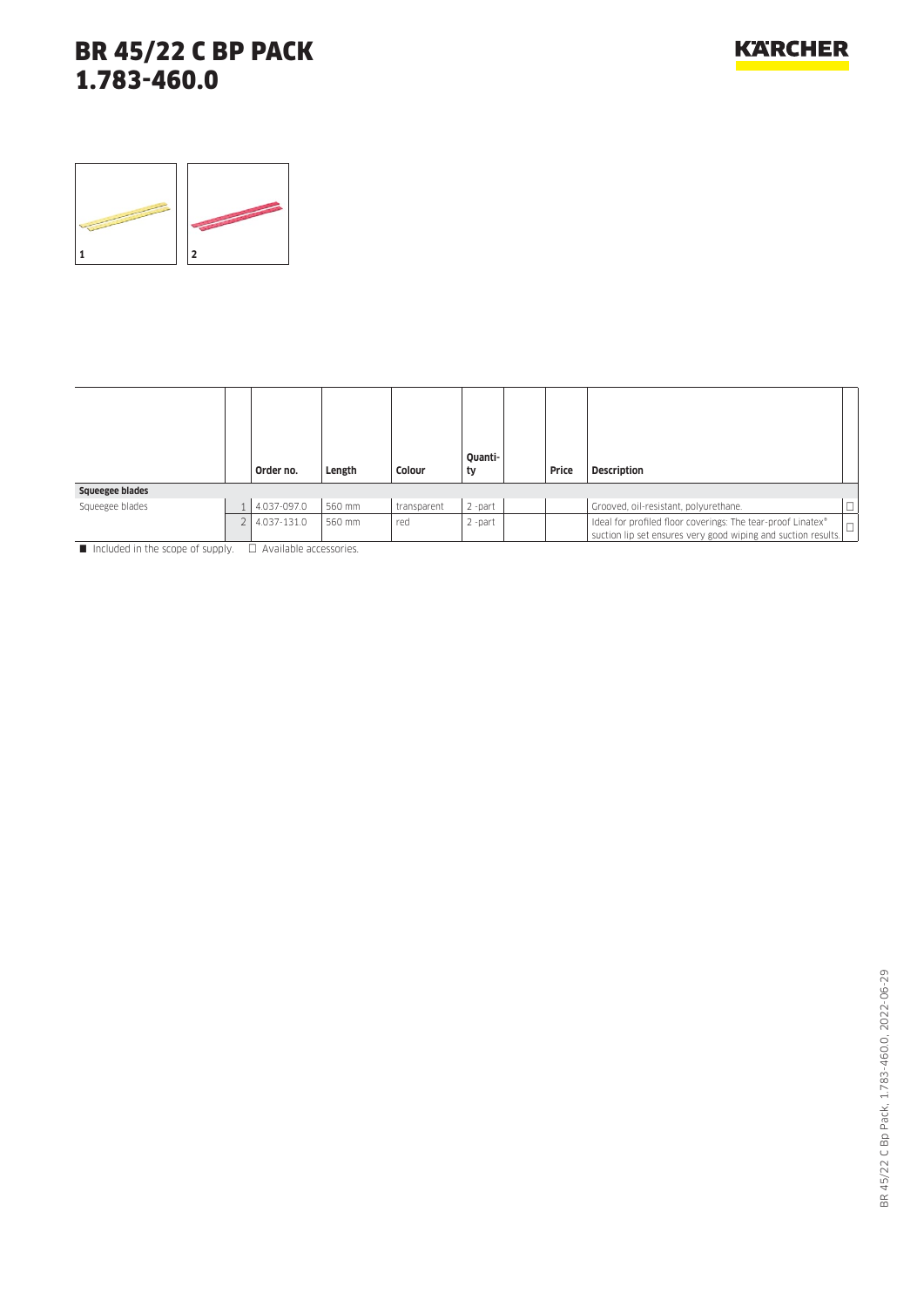# BR 45/22 C BP PACK
# 1.783-460.0

1

2

| | | Order no. | Length | Colour | Quanti-ty | | Price | Description | |
|---|---|---|---|---|---|---|---|---|---|
| **Squeegee blades** | | | | | | | | | |
| Squeegee blades | 1 | 4.037-097.0 | 560 mm | transparent | 2 -part | | | Grooved, oil-resistant, polyurethane. | □ |
| | 2 | 4.037-131.0 | 560 mm | red | 2 -part | | | Ideal for profiled floor coverings: The tear-proof Linatex® suction lip set ensures very good wiping and suction results. | □ |

■ Included in the scope of supply. □ Available accessories.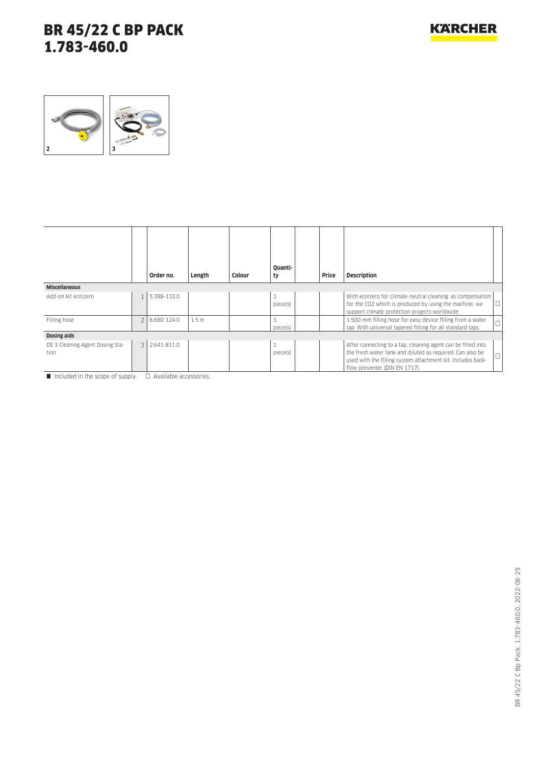# BR 45/22 C BP PACK
# 1.783-460.0

2

3

| | | Order no. | Length | Colour | Quanti-ty | | Price | Description | |
|---|---|---|---|---|---|---|---|---|---|
| **Miscellaneous** | | | | | | | | | |
| Add-on kit eco!zero | 1 | 5.388-133.0 | | | 1 piece(s) | | | With eco!zero for climate-neutral cleaning: as compensation for the CO2 which is produced by using the machine, we support climate protection projects worldwide. | □ |
| Filling hose | 2 | 6.680-124.0 | 1.5 m | | 1 piece(s) | | | 1,500-mm filling hose for easy device filling from a water tap. With universal tapered fitting for all standard taps. | □ |
| **Dosing aids** | | | | | | | | | |
| DS 3 Cleaning Agent Dosing Station | 3 | 2.641-811.0 | | | 1 piece(s) | | | After connecting to a tap, cleaning agent can be filled into the fresh water tank and diluted as required. Can also be used with the filling system attachment kit. Includes backflow preventer (DIN EN 1717). | □ |

■ Included in the scope of supply. □ Available accessories.